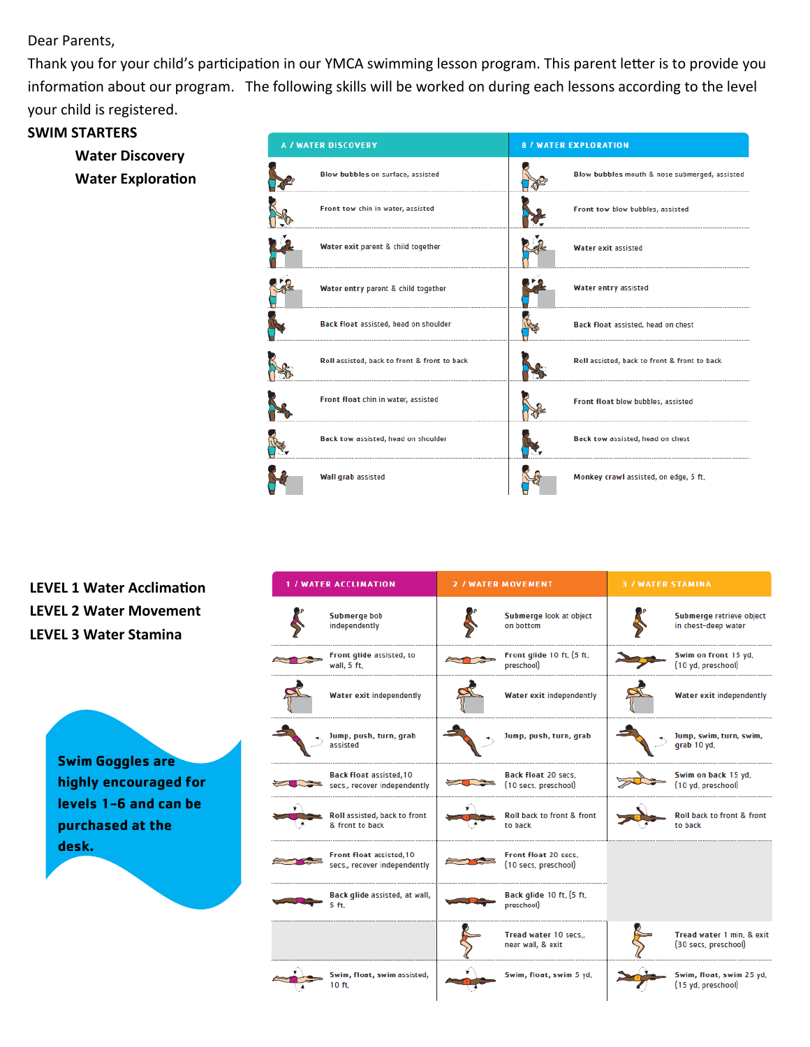Dear Parents,

Thank you for your child's participation in our YMCA swimming lesson program. This parent letter is to provide you information about our program. The following skills will be worked on during each lessons according to the level your child is registered.

## SWIM STARTERS

**Water Discovery**

**Water Exploration**

| A / WATER DISCOVERY | B / WATER EXPLORATION |
|---|---|
| **Blow bubbles** on surface, assisted | **Blow bubbles** mouth & nose submerged, assisted |
| **Front tow** chin in water, assisted | **Front tow** blow bubbles, assisted |
| **Water exit** parent & child together | **Water exit** assisted |
| **Water entry** parent & child together | **Water entry** assisted |
| **Back float** assisted, head on shoulder | **Back float** assisted, head on chest |
| **Roll** assisted, back to front & front to back | **Roll** assisted, back to front & front to back |
| **Front float** chin in water, assisted | **Front float** blow bubbles, assisted |
| **Back tow** assisted, head on shoulder | **Back tow** assisted, head on chest |
| **Wall grab** assisted | **Monkey crawl** assisted, on edge, 5 ft. |

**LEVEL 1 Water Acclimation**

**LEVEL 2 Water Movement**

**LEVEL 3 Water Stamina**

**Swim Goggles are highly encouraged for levels 1-6 and can be purchased at the desk.**

| 1 / WATER ACCLIMATION | 2 / WATER MOVEMENT | 3 / WATER STAMINA |
|---|---|---|
| **Submerge** bob independently | **Submerge** look at object on bottom | **Submerge** retrieve object in chest-deep water |
| **Front glide** assisted, to wall, 5 ft. | **Front glide** 10 ft. (5 ft. preschool) | **Swim on front** 15 yd. (10 yd. preschool) |
| **Water exit** independently | **Water exit** independently | **Water exit** independently |
| **Jump, push, turn, grab** assisted | **Jump, push, turn, grab** | **Jump, swim, turn, swim, grab** 10 yd. |
| **Back float** assisted, 10 secs., recover independently | **Back float** 20 secs. (10 secs. preschool) | **Swim on back** 15 yd. (10 yd. preschool) |
| **Roll** assisted, back to front & front to back | **Roll** back to front & front to back | **Roll** back to front & front to back |
| **Front float** assisted, 10 secs., recover independently | **Front float** 20 secs. (10 secs. preschool) | |
| **Back glide** assisted, at wall, 5 ft. | **Back glide** 10 ft. (5 ft. preschool) | |
| | **Tread water** 10 secs., near wall, & exit | **Tread water** 1 min. & exit (30 secs. preschool) |
| **Swim, float, swim** assisted, 10 ft. | **Swim, float, swim** 5 yd. | **Swim, float, swim** 25 yd. (15 yd. preschool) |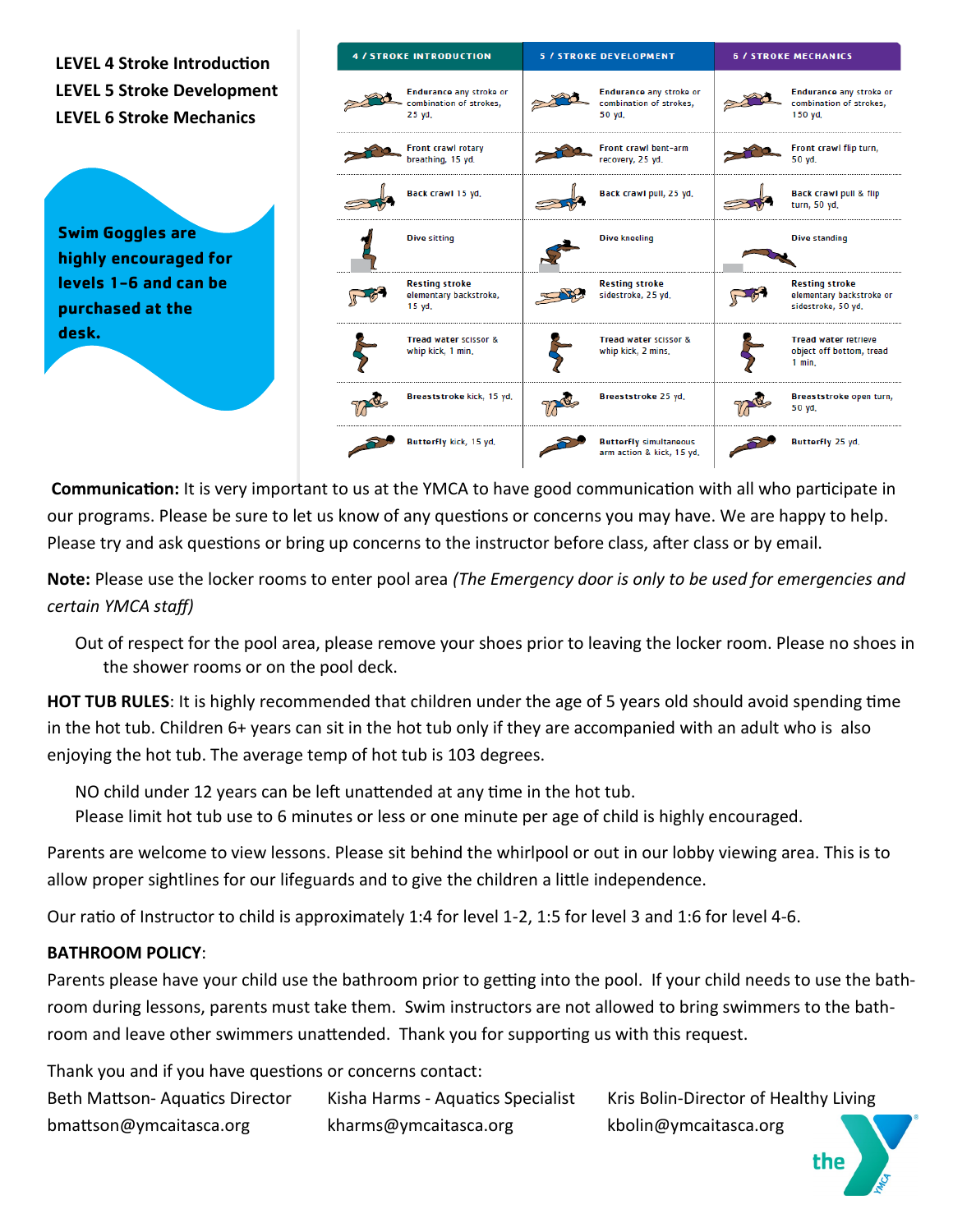**LEVEL 4 Stroke Introduction**
**LEVEL 5 Stroke Development**
**LEVEL 6 Stroke Mechanics**

**Swim Goggles are highly encouraged for levels 1-6 and can be purchased at the desk.**

| 4 / STROKE INTRODUCTION | 5 / STROKE DEVELOPMENT | 6 / STROKE MECHANICS |
|---|---|---|
| Endurance any stroke or combination of strokes, 25 yd. | Endurance any stroke or combination of strokes, 50 yd. | Endurance any stroke or combination of strokes, 150 yd. |
| Front crawl rotary breathing, 15 yd. | Front crawl bent-arm recovery, 25 yd. | Front crawl flip turn, 50 yd. |
| Back crawl 15 yd. | Back crawl pull, 25 yd. | Back crawl pull & flip turn, 50 yd. |
| Dive sitting | Dive kneeling | Dive standing |
| Resting stroke elementary backstroke, 15 yd. | Resting stroke sidestroke, 25 yd. | Resting stroke elementary backstroke or sidestroke, 50 yd. |
| Tread water scissor & whip kick, 1 min. | Tread water scissor & whip kick, 2 mins. | Tread water retrieve object off bottom, tread 1 min. |
| Breaststroke kick, 15 yd. | Breaststroke 25 yd. | Breaststroke open turn, 50 yd. |
| Butterfly kick, 15 yd. | Butterfly simultaneous arm action & kick, 15 yd. | Butterfly 25 yd. |

**Communication:** It is very important to us at the YMCA to have good communication with all who participate in our programs. Please be sure to let us know of any questions or concerns you may have. We are happy to help. Please try and ask questions or bring up concerns to the instructor before class, after class or by email.

**Note:** Please use the locker rooms to enter pool area *(The Emergency door is only to be used for emergencies and certain YMCA staff)*

Out of respect for the pool area, please remove your shoes prior to leaving the locker room. Please no shoes in the shower rooms or on the pool deck.

**HOT TUB RULES**: It is highly recommended that children under the age of 5 years old should avoid spending time in the hot tub. Children 6+ years can sit in the hot tub only if they are accompanied with an adult who is also enjoying the hot tub. The average temp of hot tub is 103 degrees.

NO child under 12 years can be left unattended at any time in the hot tub.
Please limit hot tub use to 6 minutes or less or one minute per age of child is highly encouraged.

Parents are welcome to view lessons. Please sit behind the whirlpool or out in our lobby viewing area. This is to allow proper sightlines for our lifeguards and to give the children a little independence.

Our ratio of Instructor to child is approximately 1:4 for level 1-2, 1:5 for level 3 and 1:6 for level 4-6.

**BATHROOM POLICY**:
Parents please have your child use the bathroom prior to getting into the pool. If your child needs to use the bathroom during lessons, parents must take them. Swim instructors are not allowed to bring swimmers to the bathroom and leave other swimmers unattended. Thank you for supporting us with this request.

Thank you and if you have questions or concerns contact:

Beth Mattson- Aquatics Director
bmattson@ymcaitasca.org

Kisha Harms - Aquatics Specialist
kharms@ymcaitasca.org

Kris Bolin-Director of Healthy Living
kbolin@ymcaitasca.org